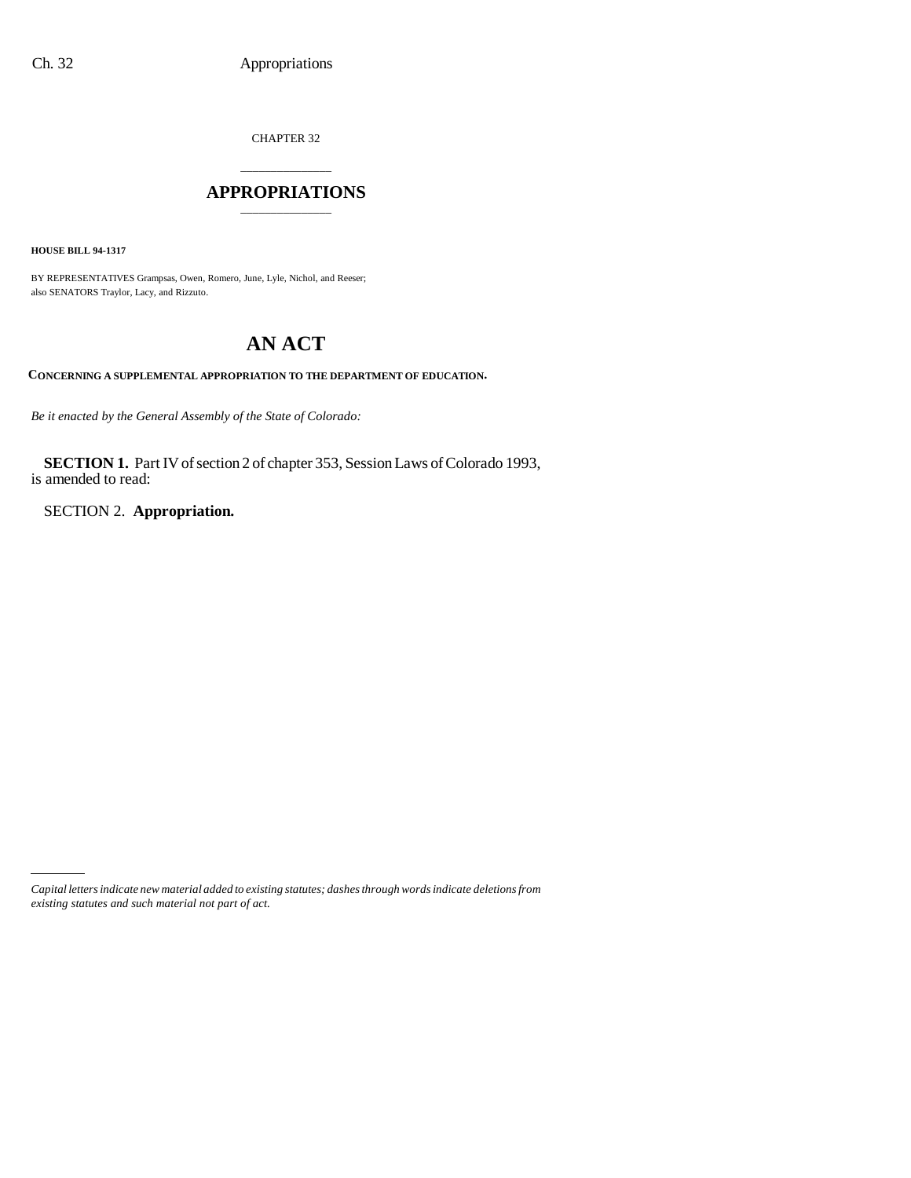CHAPTER 32

# APPROPRIATIONS

**HOUSE BILL 94-1317**

BY REPRESENTATIVES Grampsas, Owen, Romero, June, Lyle, Nichol, and Reeser;
also SENATORS Traylor, Lacy, and Rizzuto.

# AN ACT

**CONCERNING A SUPPLEMENTAL APPROPRIATION TO THE DEPARTMENT OF EDUCATION.**

*Be it enacted by the General Assembly of the State of Colorado:*

**SECTION 1.** Part IV of section 2 of chapter 353, Session Laws of Colorado 1993, is amended to read:

SECTION 2. **Appropriation.**

*Capital letters indicate new material added to existing statutes; dashes through words indicate deletions from existing statutes and such material not part of act.*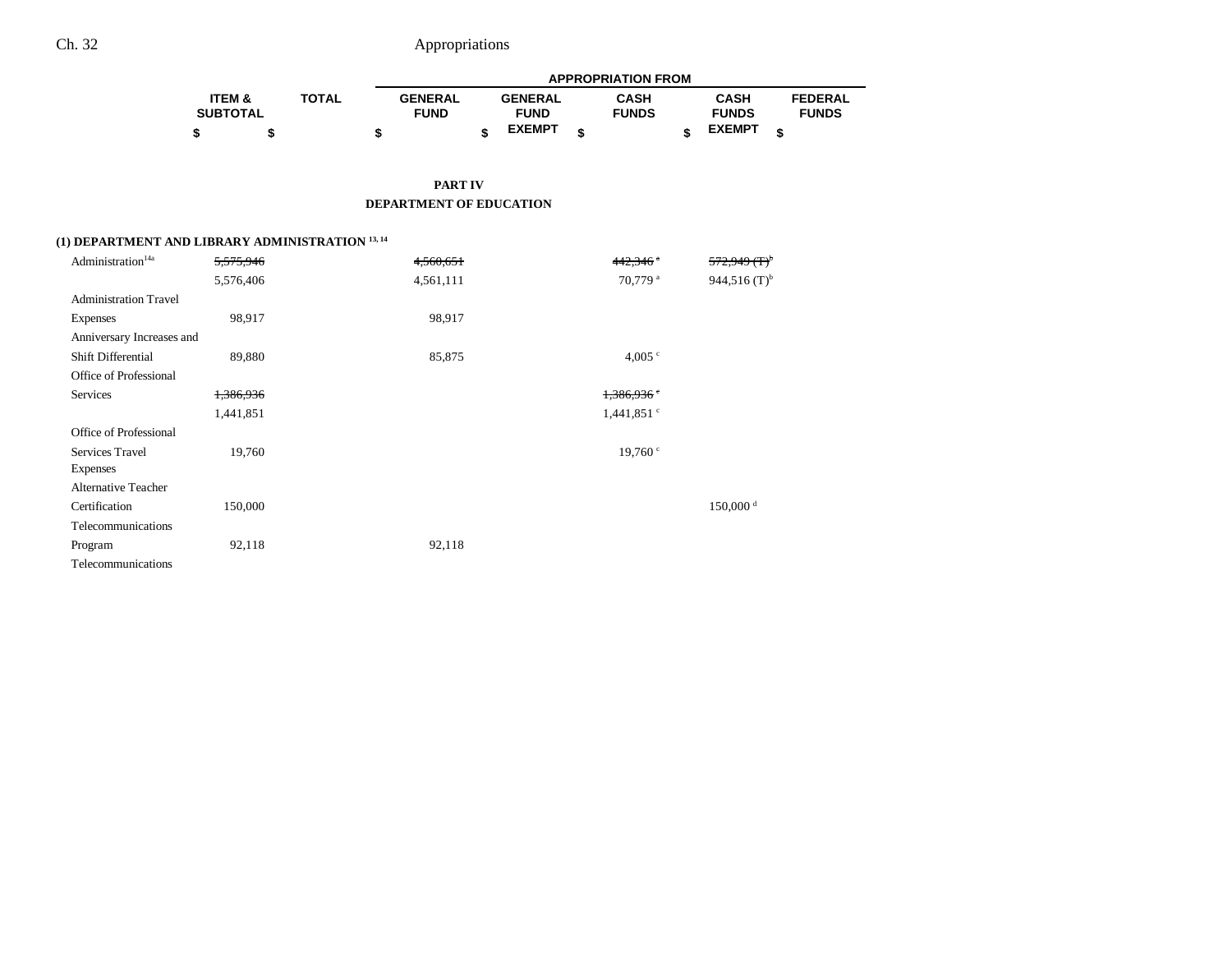## PART IV

## DEPARTMENT OF EDUCATION

| | ITEM & SUBTOTAL | TOTAL | APPROPRIATION FROM GENERAL FUND | GENERAL FUND EXEMPT | CASH FUNDS | CASH FUNDS EXEMPT | FEDERAL FUNDS |
|---|---|---|---|---|---|---|---|
| | $ | $ | $ | $ | $ | $ | $ |
| **(1) DEPARTMENT AND LIBRARY ADMINISTRATION [13, 14]** | | | | | | | |
| Administration[14a] | ~~5,575,946~~ | | ~~4,560,651~~ | | ~~442,346~~ [a] | ~~572,949 (T)~~[b] | |
| | 5,576,406 | | 4,561,111 | | 70,779 [a] | 944,516 (T)[b] | |
| Administration Travel Expenses | 98,917 | | 98,917 | | | | |
| Anniversary Increases and Shift Differential | 89,880 | | 85,875 | | 4,005 [c] | | |
| Office of Professional Services | ~~1,386,936~~ | | | | ~~1,386,936~~ [c] | | |
| | 1,441,851 | | | | 1,441,851 [c] | | |
| Office of Professional Services Travel Expenses | 19,760 | | | | 19,760 [c] | | |
| Alternative Teacher Certification | 150,000 | | | | | 150,000 [d] | |
| Telecommunications Program | 92,118 | | 92,118 | | | | |
| Telecommunications | | | | | | | |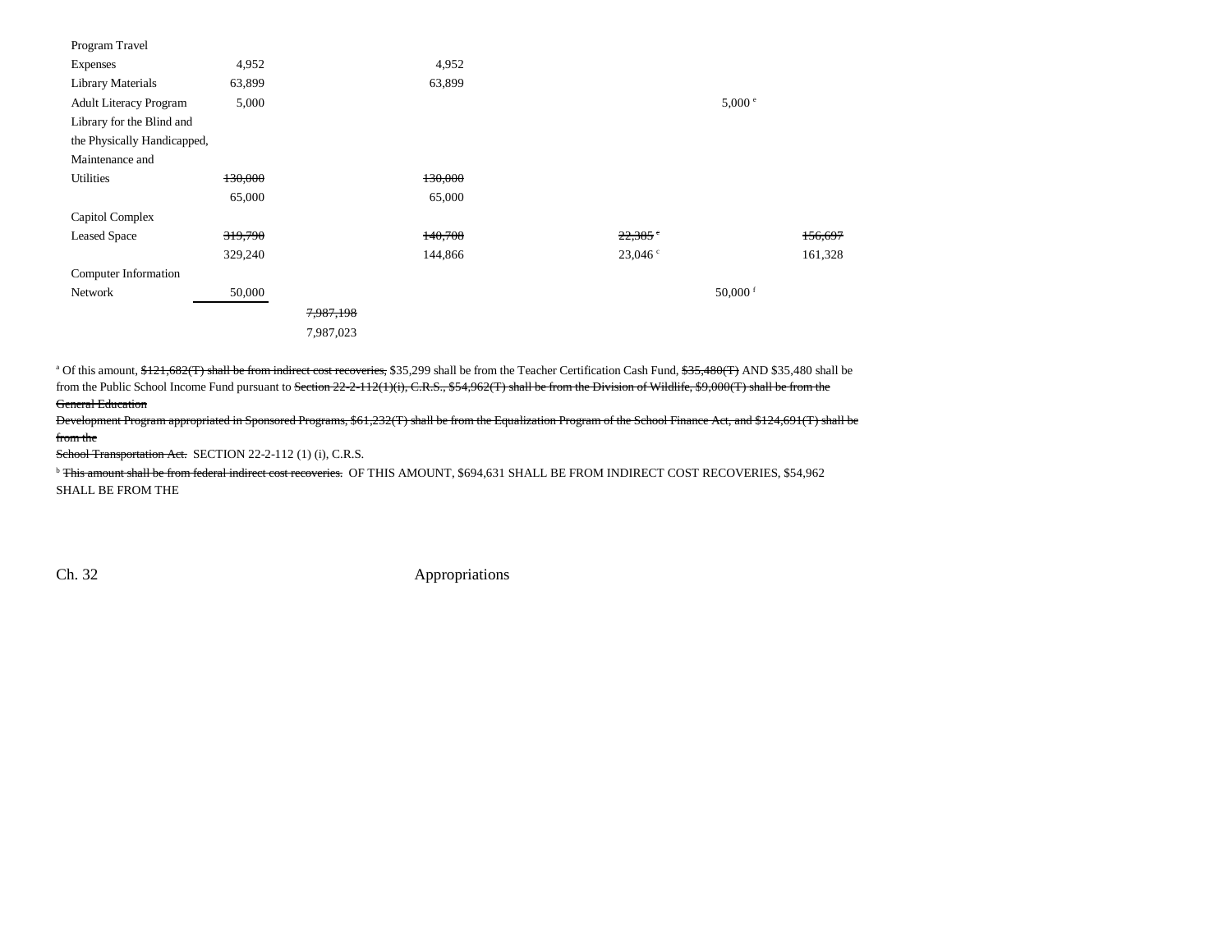| | | | | | |
|---|---|---|---|---|---|
| Program Travel Expenses | 4,952 | | 4,952 | | |
| Library Materials | 63,899 | | 63,899 | | |
| Adult Literacy Program | 5,000 | | | | 5,000 [e] |
| Library for the Blind and the Physically Handicapped, Maintenance and Utilities | ~~130,000~~ | | ~~130,000~~ | | |
| | 65,000 | | 65,000 | | |
| Capitol Complex Leased Space | ~~319,790~~ | | ~~140,708~~ | ~~22,385~~ [c] | | ~~156,697~~ |
| | 329,240 | | 144,866 | 23,046 [c] | | 161,328 |
| Computer Information Network | 50,000 | | | | 50,000 [f] |
| | | ~~7,987,198~~ | | | |
| | | 7,987,023 | | | |

[a] Of this amount, ~~$121,682(T) shall be from indirect cost recoveries,~~ $35,299 shall be from the Teacher Certification Cash Fund, ~~$35,480(T)~~ AND $35,480 shall be from the Public School Income Fund pursuant to ~~Section 22-2-112(1)(i), C.R.S., $54,962(T) shall be from the Division of Wildlife, $9,000(T) shall be from the General Education Development Program appropriated in Sponsored Programs, $61,232(T) shall be from the Equalization Program of the School Finance Act, and $124,691(T) shall be from the School Transportation Act.~~ SECTION 22-2-112 (1) (i), C.R.S.

[b] ~~This amount shall be from federal indirect cost recoveries.~~ OF THIS AMOUNT, $694,631 SHALL BE FROM INDIRECT COST RECOVERIES, $54,962 SHALL BE FROM THE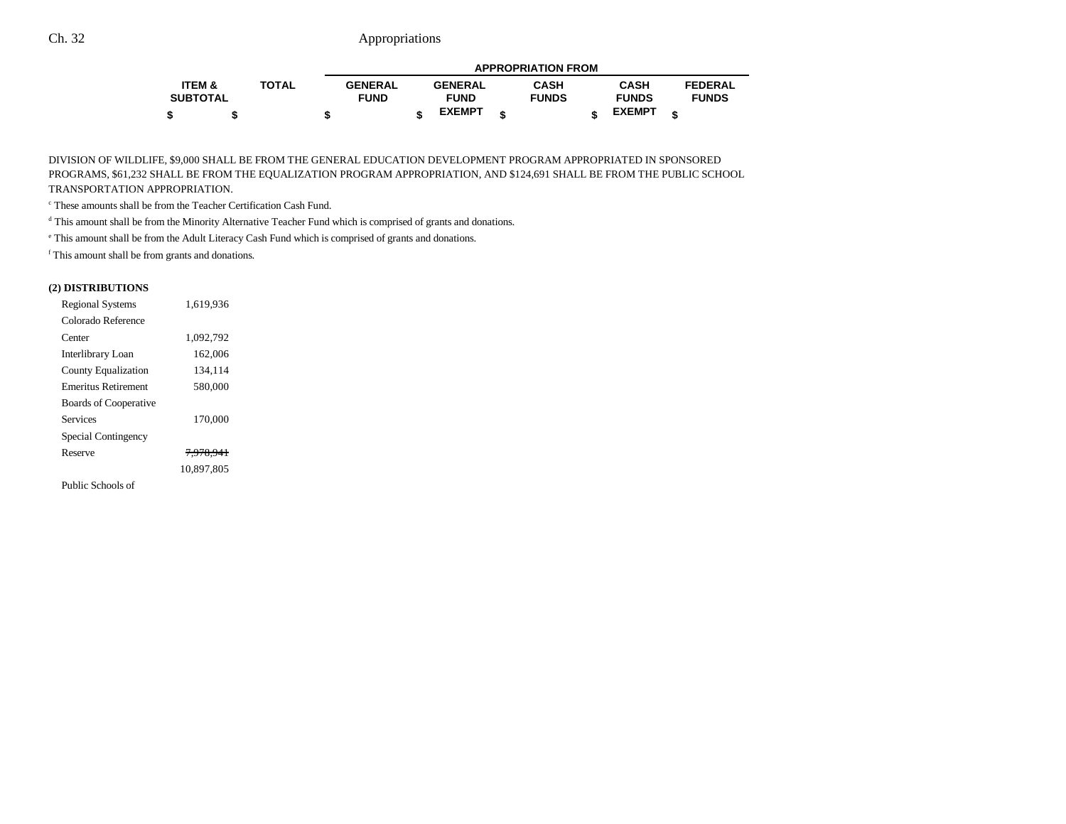| | ITEM & SUBTOTAL | TOTAL | APPROPRIATION FROM | | | | |
|---|---|---|---|---|---|---|---|
| | | | GENERAL FUND | GENERAL FUND EXEMPT | CASH FUNDS | CASH FUNDS EXEMPT | FEDERAL FUNDS |
| | $ | $ | $ | $ | $ | $ | $ |

DIVISION OF WILDLIFE, $9,000 SHALL BE FROM THE GENERAL EDUCATION DEVELOPMENT PROGRAM APPROPRIATED IN SPONSORED PROGRAMS, $61,232 SHALL BE FROM THE EQUALIZATION PROGRAM APPROPRIATION, AND $124,691 SHALL BE FROM THE PUBLIC SCHOOL TRANSPORTATION APPROPRIATION.

[c] These amounts shall be from the Teacher Certification Cash Fund.

[d] This amount shall be from the Minority Alternative Teacher Fund which is comprised of grants and donations.

[e] This amount shall be from the Adult Literacy Cash Fund which is comprised of grants and donations.

[f] This amount shall be from grants and donations.

**(2) DISTRIBUTIONS**

| | ITEM & SUBTOTAL |
|---|---|
| Regional Systems | 1,619,936 |
| Colorado Reference Center | 1,092,792 |
| Interlibrary Loan | 162,006 |
| County Equalization | 134,114 |
| Emeritus Retirement | 580,000 |
| Boards of Cooperative Services | 170,000 |
| Special Contingency Reserve | ~~7,978,941~~ 10,897,805 |
| Public Schools of | |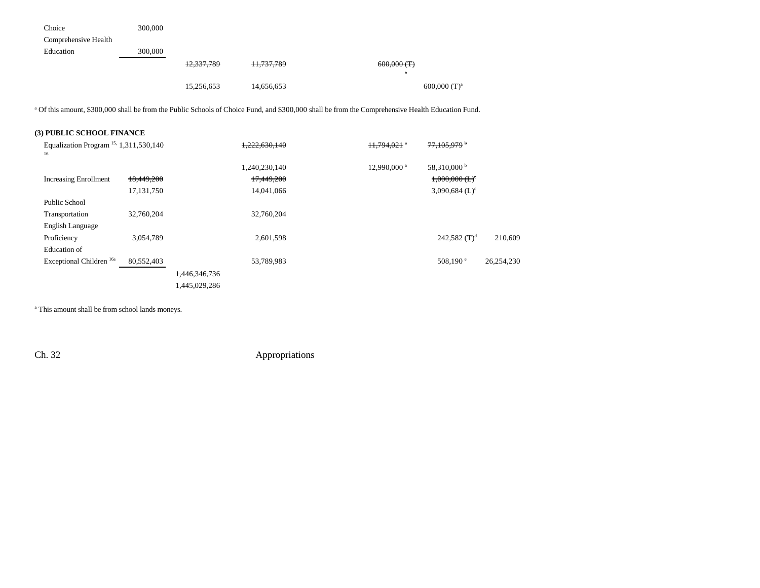| | | | | | | |
|---|---|---|---|---|---|---|
| Choice | 300,000 | | | | | |
| Comprehensive Health Education | 300,000 | | | | | |
| | | ~~12,337,789~~ | ~~11,737,789~~ | | ~~600,000 (T)~~ [a] | |
| | | 15,256,653 | 14,656,653 | | 600,000 (T)[a] | |

[a] Of this amount, $300,000 shall be from the Public Schools of Choice Fund, and $300,000 shall be from the Comprehensive Health Education Fund.

**(3) PUBLIC SCHOOL FINANCE**

| | | | | | | |
|---|---|---|---|---|---|---|
| Equalization Program [15, 16] | 1,311,530,140 | | ~~1,222,630,140~~ | ~~11,794,021~~ [a] | ~~77,105,979~~ [b] | |
| | | | 1,240,230,140 | 12,990,000 [a] | 58,310,000 [b] | |
| Increasing Enrollment | ~~18,449,200~~ | | ~~17,449,200~~ | | ~~1,000,000 (L)~~[c] | |
| | 17,131,750 | | 14,041,066 | | 3,090,684 (L)[c] | |
| Public School Transportation | 32,760,204 | | 32,760,204 | | | |
| English Language Proficiency | 3,054,789 | | 2,601,598 | | 242,582 (T)[d] | 210,609 |
| Education of Exceptional Children [16a] | 80,552,403 | | 53,789,983 | | 508,190 [e] | 26,254,230 |
| | | ~~1,446,346,736~~ | | | | |
| | | 1,445,029,286 | | | | |

[a] This amount shall be from school lands moneys.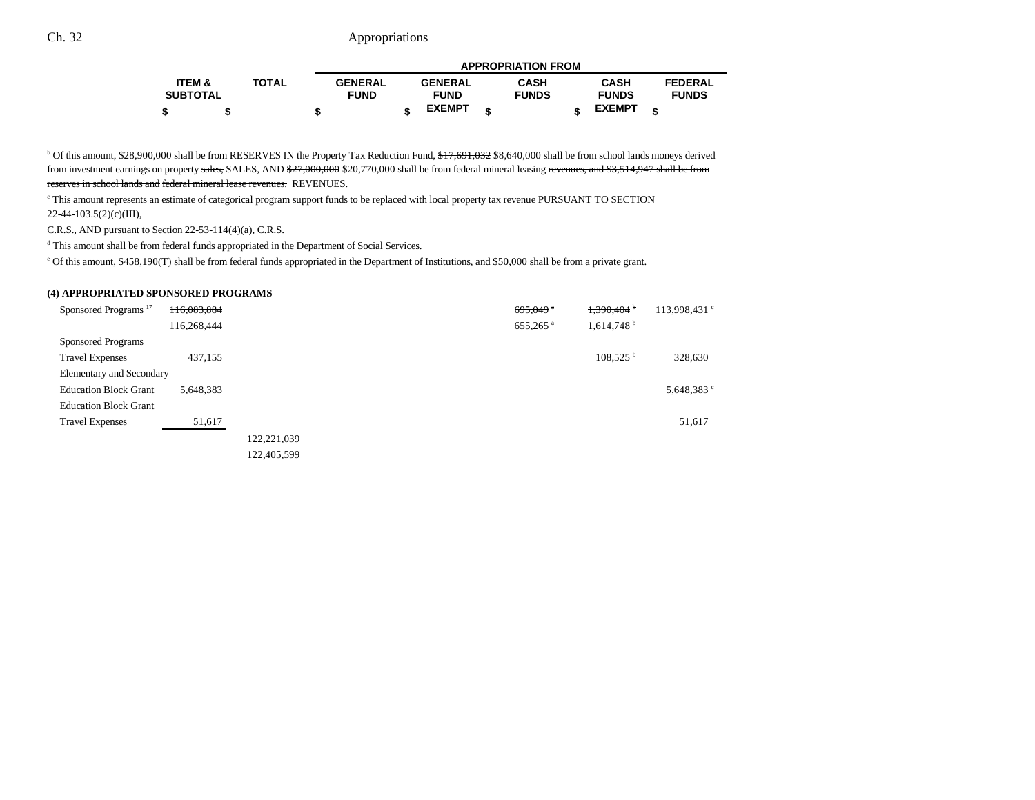| | ITEM & SUBTOTAL | TOTAL | APPROPRIATION FROM GENERAL FUND | GENERAL FUND EXEMPT | CASH FUNDS | CASH FUNDS EXEMPT | FEDERAL FUNDS |
|---|---|---|---|---|---|---|---|
| | $ | $ | $ | $ | $ | $ | $ |

[b] Of this amount, $28,900,000 shall be from RESERVES IN the Property Tax Reduction Fund, ~~$17,691,032~~ $8,640,000 shall be from school lands moneys derived from investment earnings on property ~~sales,~~ SALES, AND ~~$27,000,000~~ $20,770,000 shall be from federal mineral leasing ~~revenues, and $3,514,947 shall be from reserves in school lands and federal mineral lease revenues.~~ REVENUES.

[c] This amount represents an estimate of categorical program support funds to be replaced with local property tax revenue PURSUANT TO SECTION 22-44-103.5(2)(c)(III), C.R.S., AND pursuant to Section 22-53-114(4)(a), C.R.S.

[d] This amount shall be from federal funds appropriated in the Department of Social Services.

[e] Of this amount, $458,190(T) shall be from federal funds appropriated in the Department of Institutions, and $50,000 shall be from a private grant.

**(4) APPROPRIATED SPONSORED PROGRAMS**

| | ITEM & SUBTOTAL | TOTAL | GENERAL FUND | GENERAL FUND EXEMPT | CASH FUNDS | CASH FUNDS EXEMPT | FEDERAL FUNDS |
|---|---|---|---|---|---|---|---|
| Sponsored Programs [17] | ~~116,083,884~~ | | | | ~~695,049~~ [a] | ~~1,390,404~~ [b] | 113,998,431 [c] |
| | 116,268,444 | | | | 655,265 [a] | 1,614,748 [b] | |
| Sponsored Programs Travel Expenses | 437,155 | | | | | 108,525 [b] | 328,630 |
| Elementary and Secondary Education Block Grant | 5,648,383 | | | | | | 5,648,383 [c] |
| Education Block Grant Travel Expenses | 51,617 | | | | | | 51,617 |
| | | ~~122,221,039~~ | | | | | |
| | | 122,405,599 | | | | | |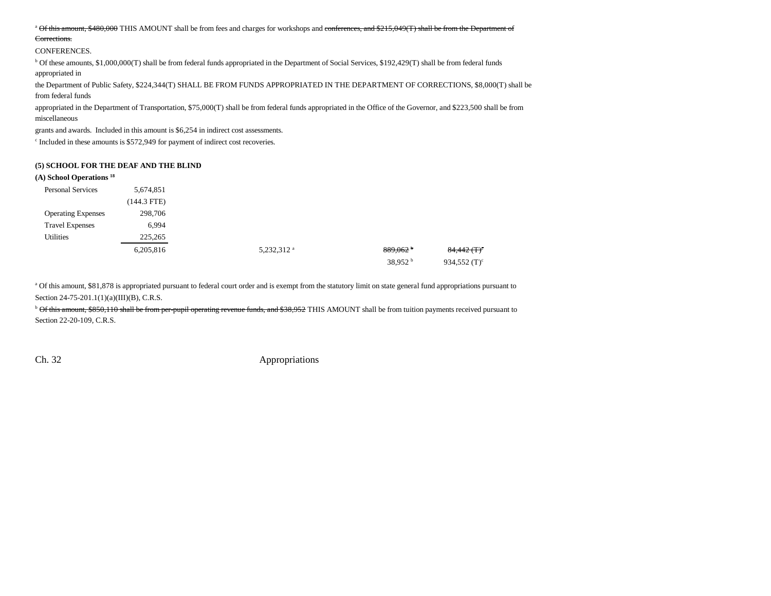[a] ~~Of this amount, $480,000~~ THIS AMOUNT shall be from fees and charges for workshops and ~~conferences, and $215,049(T) shall be from the Department of Corrections.~~

CONFERENCES.

[b] Of these amounts, $1,000,000(T) shall be from federal funds appropriated in the Department of Social Services, $192,429(T) shall be from federal funds appropriated in the Department of Public Safety, $224,344(T) SHALL BE FROM FUNDS APPROPRIATED IN THE DEPARTMENT OF CORRECTIONS, $8,000(T) shall be from federal funds appropriated in the Department of Transportation, $75,000(T) shall be from federal funds appropriated in the Office of the Governor, and $223,500 shall be from miscellaneous grants and awards. Included in this amount is $6,254 in indirect cost assessments.

[c] Included in these amounts is $572,949 for payment of indirect cost recoveries.

**(5) SCHOOL FOR THE DEAF AND THE BLIND**

**(A) School Operations [18]**

| | | | | |
|---|---|---|---|---|
| Personal Services | 5,674,851 | | | |
| | (144.3 FTE) | | | |
| Operating Expenses | 298,706 | | | |
| Travel Expenses | 6,994 | | | |
| Utilities | 225,265 | | | |
| | 6,205,816 | 5,232,312 [a] | ~~889,062 [b]~~ | ~~84,442 (T)[c]~~ |
| | | | 38,952 [b] | 934,552 (T)[c] |

[a] Of this amount, $81,878 is appropriated pursuant to federal court order and is exempt from the statutory limit on state general fund appropriations pursuant to Section 24-75-201.1(1)(a)(III)(B), C.R.S.

[b] ~~Of this amount, $850,110 shall be from per-pupil operating revenue funds, and $38,952~~ THIS AMOUNT shall be from tuition payments received pursuant to Section 22-20-109, C.R.S.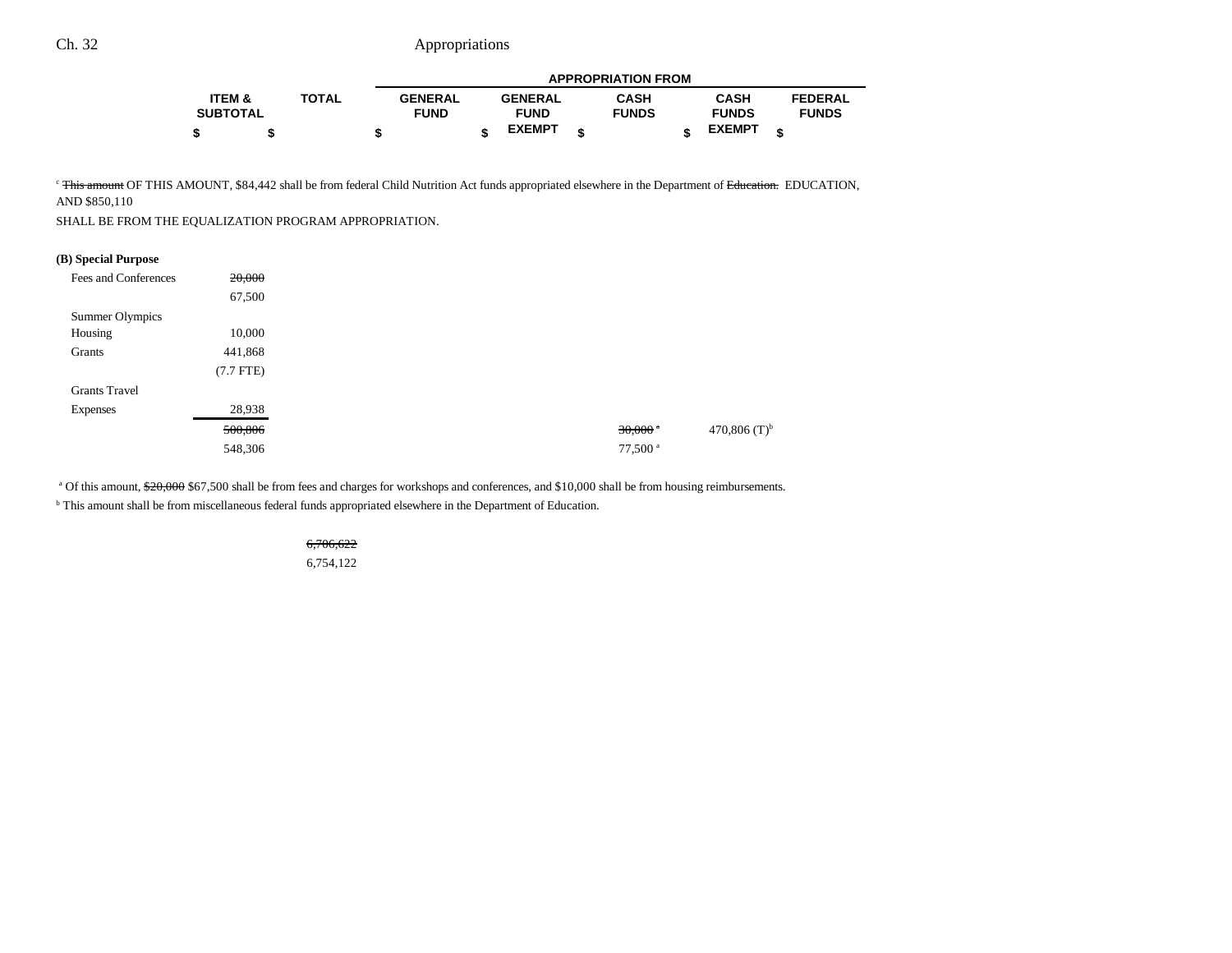| | ITEM & SUBTOTAL | TOTAL | GENERAL FUND | GENERAL FUND EXEMPT | CASH FUNDS | CASH FUNDS EXEMPT | FEDERAL FUNDS |
|---|---|---|---|---|---|---|---|
| | | | APPROPRIATION FROM | | | | |
| | $ | $ | $ | $ | $ | $ | $ |

[c] ~~This amount~~ OF THIS AMOUNT, $84,442 shall be from federal Child Nutrition Act funds appropriated elsewhere in the Department of ~~Education.~~ EDUCATION, AND $850,110 SHALL BE FROM THE EQUALIZATION PROGRAM APPROPRIATION.

**(B) Special Purpose**

| | ITEM & SUBTOTAL | TOTAL | GENERAL FUND | GENERAL FUND EXEMPT | CASH FUNDS | CASH FUNDS EXEMPT | FEDERAL FUNDS |
|---|---|---|---|---|---|---|---|
| Fees and Conferences | ~~20,000~~ 67,500 | | | | | | |
| Summer Olympics Housing | 10,000 | | | | | | |
| Grants | 441,868 (7.7 FTE) | | | | | | |
| Grants Travel Expenses | 28,938 | | | | | | |
| | ~~500,806~~ 548,306 | | | | ~~30,000~~ [a] 77,500 [a] | 470,806 (T)[b] | |
| | | ~~6,706,622~~ 6,754,122 | | | | | |

[a] Of this amount, ~~$20,000~~ $67,500 shall be from fees and charges for workshops and conferences, and $10,000 shall be from housing reimbursements.

[b] This amount shall be from miscellaneous federal funds appropriated elsewhere in the Department of Education.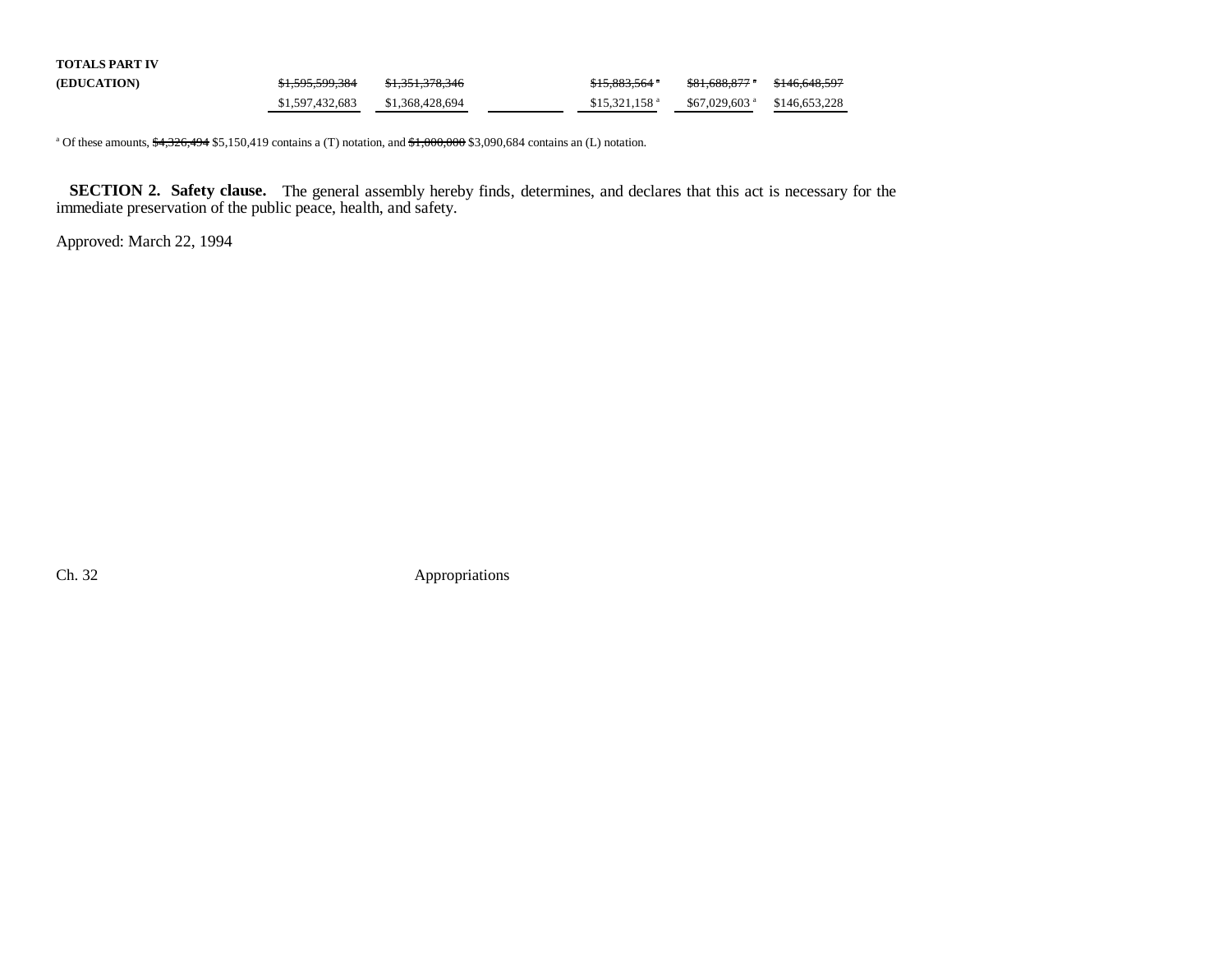| | | | | | | |
|---|---|---|---|---|---|---|
| **TOTALS PART IV** | | | | | | |
| **(EDUCATION)** | ~~$1,595,599,384~~ | ~~$1,351,378,346~~ | | ~~$15,883,564~~ [a] | ~~$81,688,877~~ [a] | ~~$146,648,597~~ |
| | $1,597,432,683 | $1,368,428,694 | | $15,321,158 [a] | $67,029,603 [a] | $146,653,228 |

[a] Of these amounts, ~~$4,326,494~~ $5,150,419 contains a (T) notation, and ~~$1,000,000~~ $3,090,684 contains an (L) notation.

**SECTION 2. Safety clause.** The general assembly hereby finds, determines, and declares that this act is necessary for the immediate preservation of the public peace, health, and safety.

Approved: March 22, 1994